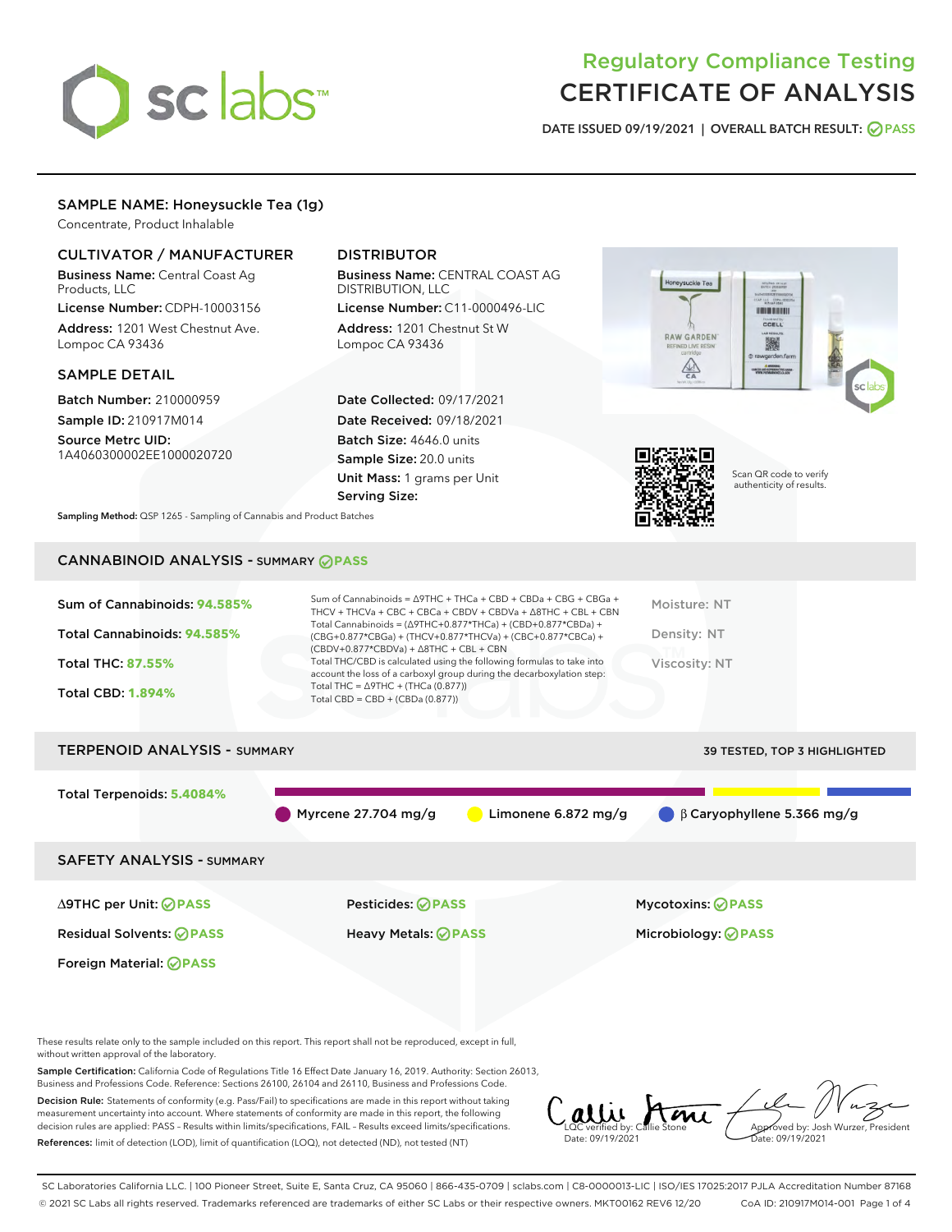# Regulatory Compliance Testing
# CERTIFICATE OF ANALYSIS

DATE ISSUED 09/19/2021 | OVERALL BATCH RESULT: PASS

## SAMPLE NAME: Honeysuckle Tea (1g)

Concentrate, Product Inhalable

### CULTIVATOR / MANUFACTURER

**Business Name:** Central Coast Ag Products, LLC

**License Number:** CDPH-10003156

**Address:** 1201 West Chestnut Ave. Lompoc CA 93436

### DISTRIBUTOR

**Business Name:** CENTRAL COAST AG DISTRIBUTION, LLC

**License Number:** C11-0000496-LIC

**Address:** 1201 Chestnut St W Lompoc CA 93436

### SAMPLE DETAIL

**Batch Number:** 210000959

**Sample ID:** 210917M014

**Source Metrc UID:** 1A4060300002EE1000020720

**Date Collected:** 09/17/2021

**Date Received:** 09/18/2021

**Batch Size:** 4646.0 units

**Sample Size:** 20.0 units

**Unit Mass:** 1 grams per Unit

**Serving Size:**

Scan QR code to verify authenticity of results.

Sampling Method: QSP 1265 - Sampling of Cannabis and Product Batches

## CANNABINOID ANALYSIS - SUMMARY PASS

**Sum of Cannabinoids:** 94.585%

**Total Cannabinoids:** 94.585%

**Total THC:** 87.55%

**Total CBD:** 1.894%

Sum of Cannabinoids = Δ9THC + THCa + CBD + CBDa + CBG + CBGa + THCV + THCVa + CBC + CBCa + CBDV + CBDVa + Δ8THC + CBL + CBN

Total Cannabinoids = (Δ9THC+0.877*THCa) + (CBD+0.877*CBDa) + (CBG+0.877*CBGa) + (THCV+0.877*THCVa) + (CBC+0.877*CBCa) + (CBDV+0.877*CBDVa) + Δ8THC + CBL + CBN

Total THC/CBD is calculated using the following formulas to take into account the loss of a carboxyl group during the decarboxylation step:

Total THC = Δ9THC + (THCa (0.877))

Total CBD = CBD + (CBDa (0.877))

Moisture: NT

Density: NT

Viscosity: NT

## TERPENOID ANALYSIS - SUMMARY

39 TESTED, TOP 3 HIGHLIGHTED

**Total Terpenoids:** 5.4084%

Myrcene 27.704 mg/g | Limonene 6.872 mg/g | β Caryophyllene 5.366 mg/g

## SAFETY ANALYSIS - SUMMARY

| | | |
|---|---|---|
| Δ9THC per Unit: PASS | Pesticides: PASS | Mycotoxins: PASS |
| Residual Solvents: PASS | Heavy Metals: PASS | Microbiology: PASS |
| Foreign Material: PASS | | |

These results relate only to the sample included on this report. This report shall not be reproduced, except in full, without written approval of the laboratory.

**Sample Certification:** California Code of Regulations Title 16 Effect Date January 16, 2019. Authority: Section 26013, Business and Professions Code. Reference: Sections 26100, 26104 and 26110, Business and Professions Code.

**Decision Rule:** Statements of conformity (e.g. Pass/Fail) to specifications are made in this report without taking measurement uncertainty into account. Where statements of conformity are made in this report, the following decision rules are applied: PASS – Results within limits/specifications, FAIL – Results exceed limits/specifications.

**References:** limit of detection (LOD), limit of quantification (LOQ), not detected (ND), not tested (NT)

LQC verified by: Callie Stone
Date: 09/19/2021

Approved by: Josh Wurzer, President
Date: 09/19/2021

SC Laboratories California LLC. | 100 Pioneer Street, Suite E, Santa Cruz, CA 95060 | 866-435-0709 | sclabs.com | C8-0000013-LIC | ISO/IES 17025:2017 PJLA Accreditation Number 87168

© 2021 SC Labs all rights reserved. Trademarks referenced are trademarks of either SC Labs or their respective owners. MKT00162 REV6 12/20 CoA ID: 210917M014-001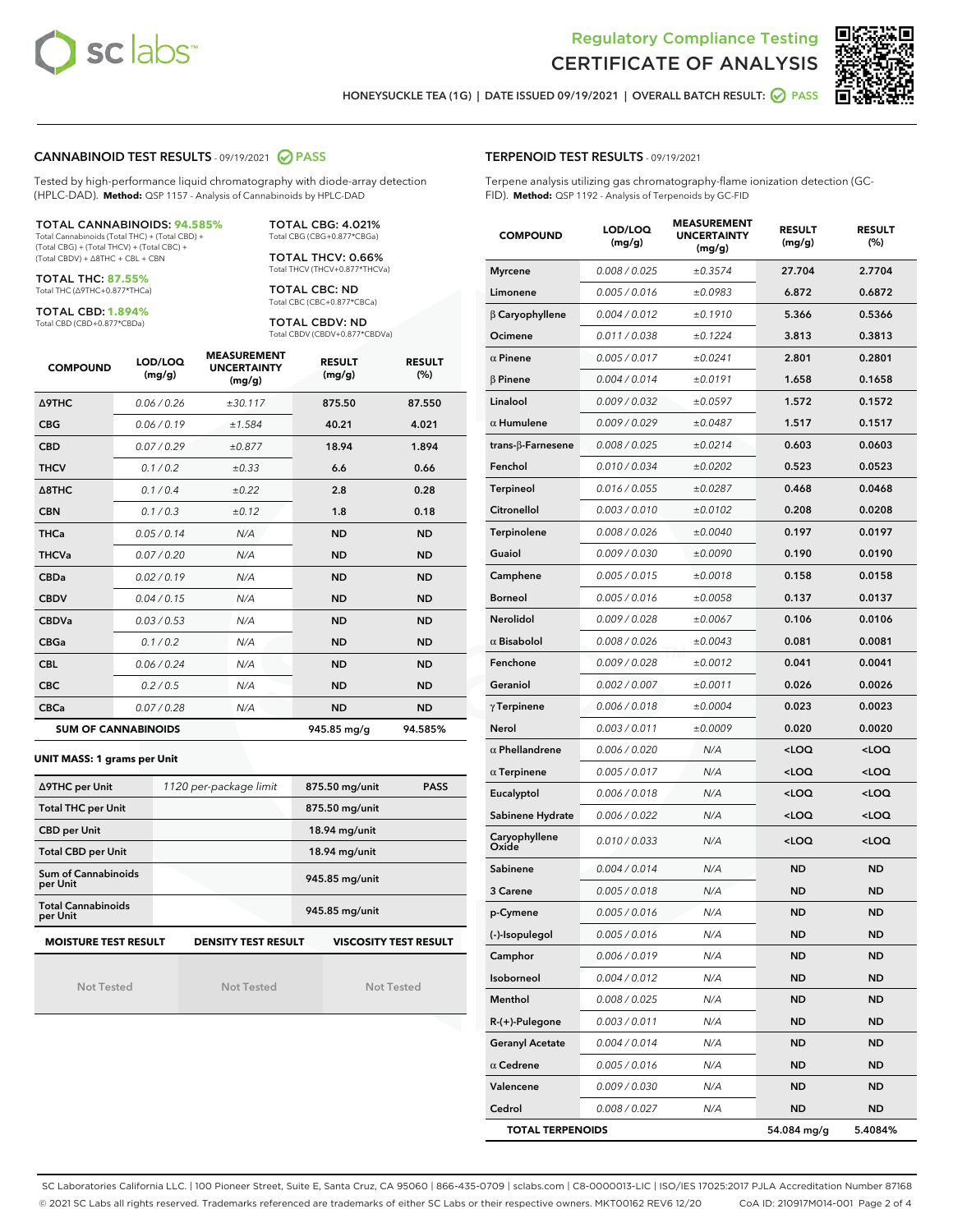Regulatory Compliance Testing
# CERTIFICATE OF ANALYSIS

HONEYSUCKLE TEA (1G) | DATE ISSUED 09/19/2021 | OVERALL BATCH RESULT: PASS

## CANNABINOID TEST RESULTS - 09/19/2021 PASS

Tested by high-performance liquid chromatography with diode-array detection (HPLC-DAD). **Method:** QSP 1157 - Analysis of Cannabinoids by HPLC-DAD

**TOTAL CANNABINOIDS: 94.585%**
Total Cannabinoids (Total THC) + (Total CBD) + (Total CBG) + (Total THCV) + (Total CBC) + (Total CBDV) + Δ8THC + CBL + CBN

**TOTAL THC: 87.55%**
Total THC (Δ9THC+0.877*THCa)

**TOTAL CBD: 1.894%**
Total CBD (CBD+0.877*CBDa)

**TOTAL CBG: 4.021%**
Total CBG (CBG+0.877*CBGa)

**TOTAL THCV: 0.66%**
Total THCV (THCV+0.877*THCVa)

**TOTAL CBC: ND**
Total CBC (CBC+0.877*CBCa)

**TOTAL CBDV: ND**
Total CBDV (CBDV+0.877*CBDVa)

| COMPOUND | LOD/LOQ (mg/g) | MEASUREMENT UNCERTAINTY (mg/g) | RESULT (mg/g) | RESULT (%) |
|---|---|---|---|---|
| Δ9THC | 0.06 / 0.26 | ±30.117 | 875.50 | 87.550 |
| CBG | 0.06 / 0.19 | ±1.584 | 40.21 | 4.021 |
| CBD | 0.07 / 0.29 | ±0.877 | 18.94 | 1.894 |
| THCV | 0.1 / 0.2 | ±0.33 | 6.6 | 0.66 |
| Δ8THC | 0.1 / 0.4 | ±0.22 | 2.8 | 0.28 |
| CBN | 0.1 / 0.3 | ±0.12 | 1.8 | 0.18 |
| THCa | 0.05 / 0.14 | N/A | ND | ND |
| THCVa | 0.07 / 0.20 | N/A | ND | ND |
| CBDa | 0.02 / 0.19 | N/A | ND | ND |
| CBDV | 0.04 / 0.15 | N/A | ND | ND |
| CBDVa | 0.03 / 0.53 | N/A | ND | ND |
| CBGa | 0.1 / 0.2 | N/A | ND | ND |
| CBL | 0.06 / 0.24 | N/A | ND | ND |
| CBC | 0.2 / 0.5 | N/A | ND | ND |
| CBCa | 0.07 / 0.28 | N/A | ND | ND |
| **SUM OF CANNABINOIDS** | | | 945.85 mg/g | 94.585% |

**UNIT MASS: 1 grams per Unit**

| | | | |
|---|---|---|---|
| Δ9THC per Unit | 1120 per-package limit | 875.50 mg/unit | PASS |
| Total THC per Unit | | 875.50 mg/unit | |
| CBD per Unit | | 18.94 mg/unit | |
| Total CBD per Unit | | 18.94 mg/unit | |
| Sum of Cannabinoids per Unit | | 945.85 mg/unit | |
| Total Cannabinoids per Unit | | 945.85 mg/unit | |

| MOISTURE TEST RESULT | DENSITY TEST RESULT | VISCOSITY TEST RESULT |
|---|---|---|
| Not Tested | Not Tested | Not Tested |

## TERPENOID TEST RESULTS - 09/19/2021

Terpene analysis utilizing gas chromatography-flame ionization detection (GC-FID). **Method:** QSP 1192 - Analysis of Terpenoids by GC-FID

| COMPOUND | LOD/LOQ (mg/g) | MEASUREMENT UNCERTAINTY (mg/g) | RESULT (mg/g) | RESULT (%) |
|---|---|---|---|---|
| Myrcene | 0.008 / 0.025 | ±0.3574 | 27.704 | 2.7704 |
| Limonene | 0.005 / 0.016 | ±0.0983 | 6.872 | 0.6872 |
| β Caryophyllene | 0.004 / 0.012 | ±0.1910 | 5.366 | 0.5366 |
| Ocimene | 0.011 / 0.038 | ±0.1224 | 3.813 | 0.3813 |
| α Pinene | 0.005 / 0.017 | ±0.0241 | 2.801 | 0.2801 |
| β Pinene | 0.004 / 0.014 | ±0.0191 | 1.658 | 0.1658 |
| Linalool | 0.009 / 0.032 | ±0.0597 | 1.572 | 0.1572 |
| α Humulene | 0.009 / 0.029 | ±0.0487 | 1.517 | 0.1517 |
| trans-β-Farnesene | 0.008 / 0.025 | ±0.0214 | 0.603 | 0.0603 |
| Fenchol | 0.010 / 0.034 | ±0.0202 | 0.523 | 0.0523 |
| Terpineol | 0.016 / 0.055 | ±0.0287 | 0.468 | 0.0468 |
| Citronellol | 0.003 / 0.010 | ±0.0102 | 0.208 | 0.0208 |
| Terpinolene | 0.008 / 0.026 | ±0.0040 | 0.197 | 0.0197 |
| Guaiol | 0.009 / 0.030 | ±0.0090 | 0.190 | 0.0190 |
| Camphene | 0.005 / 0.015 | ±0.0018 | 0.158 | 0.0158 |
| Borneol | 0.005 / 0.016 | ±0.0058 | 0.137 | 0.0137 |
| Nerolidol | 0.009 / 0.028 | ±0.0067 | 0.106 | 0.0106 |
| α Bisabolol | 0.008 / 0.026 | ±0.0043 | 0.081 | 0.0081 |
| Fenchone | 0.009 / 0.028 | ±0.0012 | 0.041 | 0.0041 |
| Geraniol | 0.002 / 0.007 | ±0.0011 | 0.026 | 0.0026 |
| γ Terpinene | 0.006 / 0.018 | ±0.0004 | 0.023 | 0.0023 |
| Nerol | 0.003 / 0.011 | ±0.0009 | 0.020 | 0.0020 |
| α Phellandrene | 0.006 / 0.020 | N/A | <LOQ | <LOQ |
| α Terpinene | 0.005 / 0.017 | N/A | <LOQ | <LOQ |
| Eucalyptol | 0.006 / 0.018 | N/A | <LOQ | <LOQ |
| Sabinene Hydrate | 0.006 / 0.022 | N/A | <LOQ | <LOQ |
| Caryophyllene Oxide | 0.010 / 0.033 | N/A | <LOQ | <LOQ |
| Sabinene | 0.004 / 0.014 | N/A | ND | ND |
| 3 Carene | 0.005 / 0.018 | N/A | ND | ND |
| p-Cymene | 0.005 / 0.016 | N/A | ND | ND |
| (-)-Isopulegol | 0.005 / 0.016 | N/A | ND | ND |
| Camphor | 0.006 / 0.019 | N/A | ND | ND |
| Isoborneol | 0.004 / 0.012 | N/A | ND | ND |
| Menthol | 0.008 / 0.025 | N/A | ND | ND |
| R-(+)-Pulegone | 0.003 / 0.011 | N/A | ND | ND |
| Geranyl Acetate | 0.004 / 0.014 | N/A | ND | ND |
| α Cedrene | 0.005 / 0.016 | N/A | ND | ND |
| Valencene | 0.009 / 0.030 | N/A | ND | ND |
| Cedrol | 0.008 / 0.027 | N/A | ND | ND |
| **TOTAL TERPENOIDS** | | | 54.084 mg/g | 5.4084% |

SC Laboratories California LLC. | 100 Pioneer Street, Suite E, Santa Cruz, CA 95060 | 866-435-0709 | sclabs.com | C8-0000013-LIC | ISO/IES 17025:2017 PJLA Accreditation Number 87168
© 2021 SC Labs all rights reserved. Trademarks referenced are trademarks of either SC Labs or their respective owners. MKT00162 REV6 12/20 CoA ID: 210917M014-001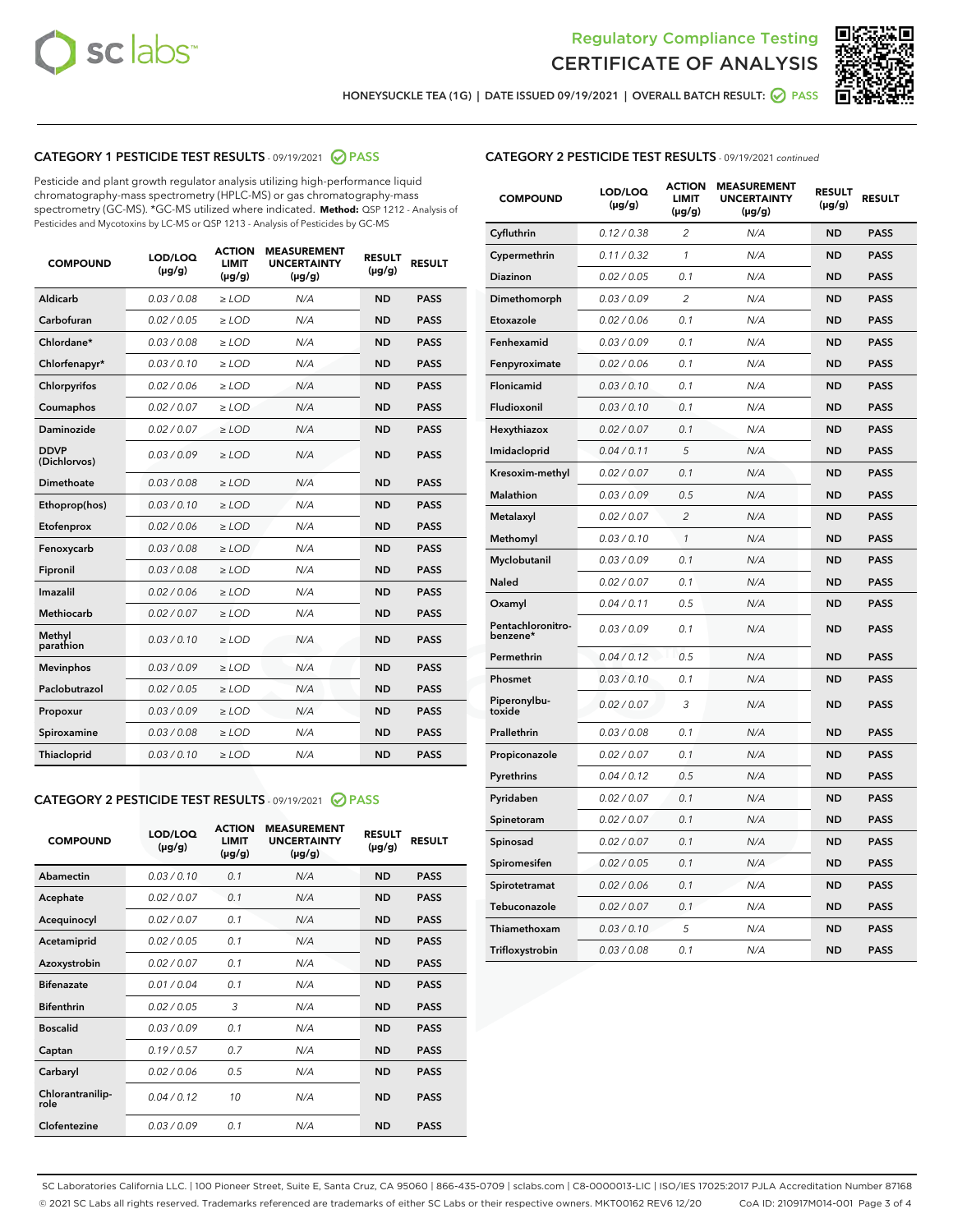Regulatory Compliance Testing

# CERTIFICATE OF ANALYSIS

HONEYSUCKLE TEA (1G) | DATE ISSUED 09/19/2021 | OVERALL BATCH RESULT: PASS

## CATEGORY 1 PESTICIDE TEST RESULTS - 09/19/2021 PASS

Pesticide and plant growth regulator analysis utilizing high-performance liquid chromatography-mass spectrometry (HPLC-MS) or gas chromatography-mass spectrometry (GC-MS). *GC-MS utilized where indicated. **Method:** QSP 1212 - Analysis of Pesticides and Mycotoxins by LC-MS or QSP 1213 - Analysis of Pesticides by GC-MS

| COMPOUND | LOD/LOQ (µg/g) | ACTION LIMIT (µg/g) | MEASUREMENT UNCERTAINTY (µg/g) | RESULT (µg/g) | RESULT |
|---|---|---|---|---|---|
| Aldicarb | 0.03 / 0.08 | ≥ LOD | N/A | ND | PASS |
| Carbofuran | 0.02 / 0.05 | ≥ LOD | N/A | ND | PASS |
| Chlordane* | 0.03 / 0.08 | ≥ LOD | N/A | ND | PASS |
| Chlorfenapyr* | 0.03 / 0.10 | ≥ LOD | N/A | ND | PASS |
| Chlorpyrifos | 0.02 / 0.06 | ≥ LOD | N/A | ND | PASS |
| Coumaphos | 0.02 / 0.07 | ≥ LOD | N/A | ND | PASS |
| Daminozide | 0.02 / 0.07 | ≥ LOD | N/A | ND | PASS |
| DDVP (Dichlorvos) | 0.03 / 0.09 | ≥ LOD | N/A | ND | PASS |
| Dimethoate | 0.03 / 0.08 | ≥ LOD | N/A | ND | PASS |
| Ethoprop(hos) | 0.03 / 0.10 | ≥ LOD | N/A | ND | PASS |
| Etofenprox | 0.02 / 0.06 | ≥ LOD | N/A | ND | PASS |
| Fenoxycarb | 0.03 / 0.08 | ≥ LOD | N/A | ND | PASS |
| Fipronil | 0.03 / 0.08 | ≥ LOD | N/A | ND | PASS |
| Imazalil | 0.02 / 0.06 | ≥ LOD | N/A | ND | PASS |
| Methiocarb | 0.02 / 0.07 | ≥ LOD | N/A | ND | PASS |
| Methyl parathion | 0.03 / 0.10 | ≥ LOD | N/A | ND | PASS |
| Mevinphos | 0.03 / 0.09 | ≥ LOD | N/A | ND | PASS |
| Paclobutrazol | 0.02 / 0.05 | ≥ LOD | N/A | ND | PASS |
| Propoxur | 0.03 / 0.09 | ≥ LOD | N/A | ND | PASS |
| Spiroxamine | 0.03 / 0.08 | ≥ LOD | N/A | ND | PASS |
| Thiacloprid | 0.03 / 0.10 | ≥ LOD | N/A | ND | PASS |

## CATEGORY 2 PESTICIDE TEST RESULTS - 09/19/2021 PASS

| COMPOUND | LOD/LOQ (µg/g) | ACTION LIMIT (µg/g) | MEASUREMENT UNCERTAINTY (µg/g) | RESULT (µg/g) | RESULT |
|---|---|---|---|---|---|
| Abamectin | 0.03 / 0.10 | 0.1 | N/A | ND | PASS |
| Acephate | 0.02 / 0.07 | 0.1 | N/A | ND | PASS |
| Acequinocyl | 0.02 / 0.07 | 0.1 | N/A | ND | PASS |
| Acetamiprid | 0.02 / 0.05 | 0.1 | N/A | ND | PASS |
| Azoxystrobin | 0.02 / 0.07 | 0.1 | N/A | ND | PASS |
| Bifenazate | 0.01 / 0.04 | 0.1 | N/A | ND | PASS |
| Bifenthrin | 0.02 / 0.05 | 3 | N/A | ND | PASS |
| Boscalid | 0.03 / 0.09 | 0.1 | N/A | ND | PASS |
| Captan | 0.19 / 0.57 | 0.7 | N/A | ND | PASS |
| Carbaryl | 0.02 / 0.06 | 0.5 | N/A | ND | PASS |
| Chlorantraniliprole | 0.04 / 0.12 | 10 | N/A | ND | PASS |
| Clofentezine | 0.03 / 0.09 | 0.1 | N/A | ND | PASS |
| Cyfluthrin | 0.12 / 0.38 | 2 | N/A | ND | PASS |
| Cypermethrin | 0.11 / 0.32 | 1 | N/A | ND | PASS |
| Diazinon | 0.02 / 0.05 | 0.1 | N/A | ND | PASS |
| Dimethomorph | 0.03 / 0.09 | 2 | N/A | ND | PASS |
| Etoxazole | 0.02 / 0.06 | 0.1 | N/A | ND | PASS |
| Fenhexamid | 0.03 / 0.09 | 0.1 | N/A | ND | PASS |
| Fenpyroximate | 0.02 / 0.06 | 0.1 | N/A | ND | PASS |
| Flonicamid | 0.03 / 0.10 | 0.1 | N/A | ND | PASS |
| Fludioxonil | 0.03 / 0.10 | 0.1 | N/A | ND | PASS |
| Hexythiazox | 0.02 / 0.07 | 0.1 | N/A | ND | PASS |
| Imidacloprid | 0.04 / 0.11 | 5 | N/A | ND | PASS |
| Kresoxim-methyl | 0.02 / 0.07 | 0.1 | N/A | ND | PASS |
| Malathion | 0.03 / 0.09 | 0.5 | N/A | ND | PASS |
| Metalaxyl | 0.02 / 0.07 | 2 | N/A | ND | PASS |
| Methomyl | 0.03 / 0.10 | 1 | N/A | ND | PASS |
| Myclobutanil | 0.03 / 0.09 | 0.1 | N/A | ND | PASS |
| Naled | 0.02 / 0.07 | 0.1 | N/A | ND | PASS |
| Oxamyl | 0.04 / 0.11 | 0.5 | N/A | ND | PASS |
| Pentachloronitrobenzene* | 0.03 / 0.09 | 0.1 | N/A | ND | PASS |
| Permethrin | 0.04 / 0.12 | 0.5 | N/A | ND | PASS |
| Phosmet | 0.03 / 0.10 | 0.1 | N/A | ND | PASS |
| Piperonylbutoxide | 0.02 / 0.07 | 3 | N/A | ND | PASS |
| Prallethrin | 0.03 / 0.08 | 0.1 | N/A | ND | PASS |
| Propiconazole | 0.02 / 0.07 | 0.1 | N/A | ND | PASS |
| Pyrethrins | 0.04 / 0.12 | 0.5 | N/A | ND | PASS |
| Pyridaben | 0.02 / 0.07 | 0.1 | N/A | ND | PASS |
| Spinetoram | 0.02 / 0.07 | 0.1 | N/A | ND | PASS |
| Spinosad | 0.02 / 0.07 | 0.1 | N/A | ND | PASS |
| Spiromesifen | 0.02 / 0.05 | 0.1 | N/A | ND | PASS |
| Spirotetramat | 0.02 / 0.06 | 0.1 | N/A | ND | PASS |
| Tebuconazole | 0.02 / 0.07 | 0.1 | N/A | ND | PASS |
| Thiamethoxam | 0.03 / 0.10 | 5 | N/A | ND | PASS |
| Trifloxystrobin | 0.03 / 0.08 | 0.1 | N/A | ND | PASS |

SC Laboratories California LLC. | 100 Pioneer Street, Suite E, Santa Cruz, CA 95060 | 866-435-0709 | sclabs.com | C8-0000013-LIC | ISO/IES 17025:2017 PJLA Accreditation Number 87168
© 2021 SC Labs all rights reserved. Trademarks referenced are trademarks of either SC Labs or their respective owners. MKT00162 REV6 12/20 CoA ID: 210917M014-001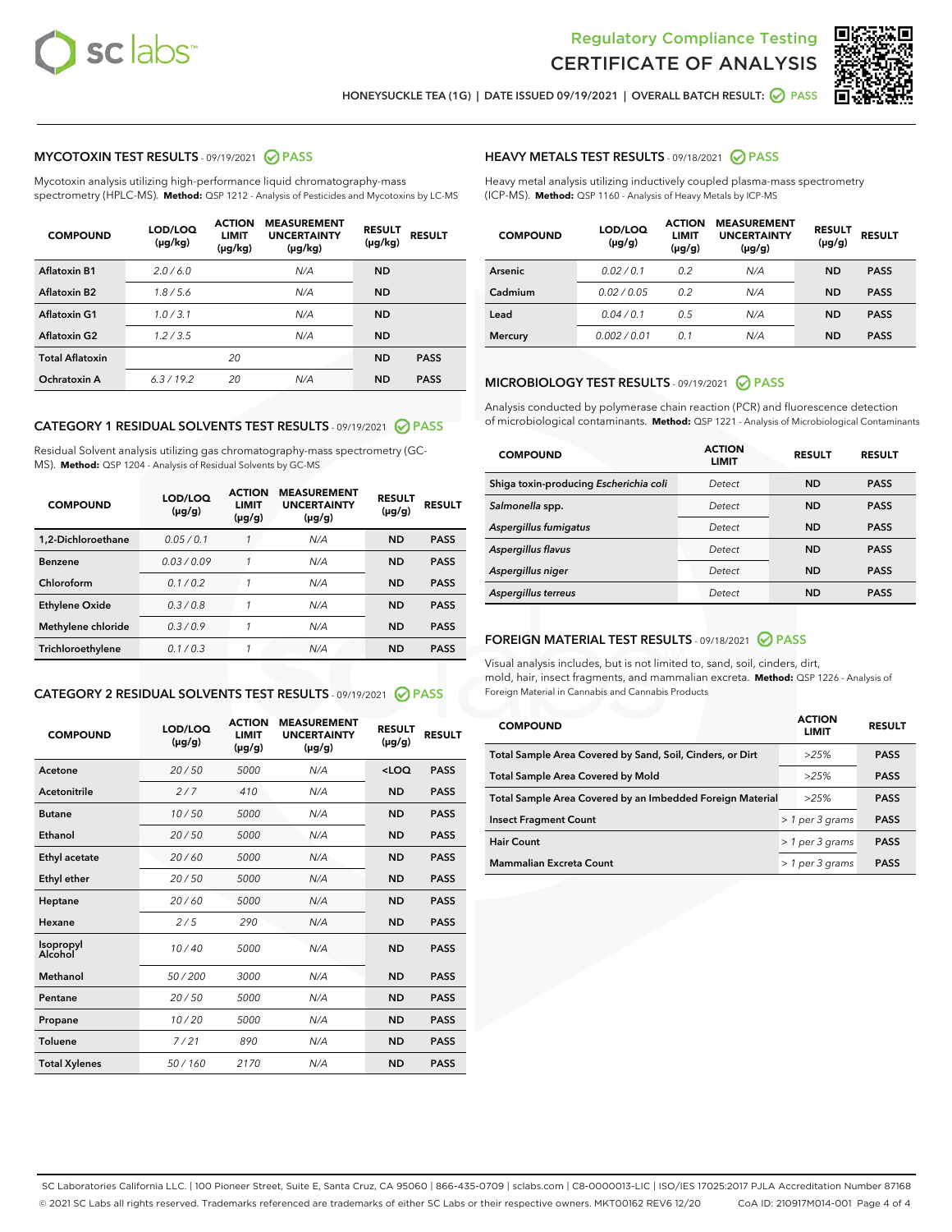Regulatory Compliance Testing

# CERTIFICATE OF ANALYSIS

HONEYSUCKLE TEA (1G) | DATE ISSUED 09/19/2021 | OVERALL BATCH RESULT: PASS

## MYCOTOXIN TEST RESULTS - 09/19/2021 PASS

Mycotoxin analysis utilizing high-performance liquid chromatography-mass spectrometry (HPLC-MS). **Method:** QSP 1212 - Analysis of Pesticides and Mycotoxins by LC-MS

| COMPOUND | LOD/LOQ (µg/kg) | ACTION LIMIT (µg/kg) | MEASUREMENT UNCERTAINTY (µg/kg) | RESULT (µg/kg) | RESULT |
|---|---|---|---|---|---|
| Aflatoxin B1 | 2.0 / 6.0 | | N/A | ND | |
| Aflatoxin B2 | 1.8 / 5.6 | | N/A | ND | |
| Aflatoxin G1 | 1.0 / 3.1 | | N/A | ND | |
| Aflatoxin G2 | 1.2 / 3.5 | | N/A | ND | |
| Total Aflatoxin | | 20 | | ND | PASS |
| Ochratoxin A | 6.3 / 19.2 | 20 | N/A | ND | PASS |

## CATEGORY 1 RESIDUAL SOLVENTS TEST RESULTS - 09/19/2021 PASS

Residual Solvent analysis utilizing gas chromatography-mass spectrometry (GC-MS). **Method:** QSP 1204 - Analysis of Residual Solvents by GC-MS

| COMPOUND | LOD/LOQ (µg/g) | ACTION LIMIT (µg/g) | MEASUREMENT UNCERTAINTY (µg/g) | RESULT (µg/g) | RESULT |
|---|---|---|---|---|---|
| 1,2-Dichloroethane | 0.05 / 0.1 | 1 | N/A | ND | PASS |
| Benzene | 0.03 / 0.09 | 1 | N/A | ND | PASS |
| Chloroform | 0.1 / 0.2 | 1 | N/A | ND | PASS |
| Ethylene Oxide | 0.3 / 0.8 | 1 | N/A | ND | PASS |
| Methylene chloride | 0.3 / 0.9 | 1 | N/A | ND | PASS |
| Trichloroethylene | 0.1 / 0.3 | 1 | N/A | ND | PASS |

## CATEGORY 2 RESIDUAL SOLVENTS TEST RESULTS - 09/19/2021 PASS

| COMPOUND | LOD/LOQ (µg/g) | ACTION LIMIT (µg/g) | MEASUREMENT UNCERTAINTY (µg/g) | RESULT (µg/g) | RESULT |
|---|---|---|---|---|---|
| Acetone | 20 / 50 | 5000 | N/A | <LOQ | PASS |
| Acetonitrile | 2 / 7 | 410 | N/A | ND | PASS |
| Butane | 10 / 50 | 5000 | N/A | ND | PASS |
| Ethanol | 20 / 50 | 5000 | N/A | ND | PASS |
| Ethyl acetate | 20 / 60 | 5000 | N/A | ND | PASS |
| Ethyl ether | 20 / 50 | 5000 | N/A | ND | PASS |
| Heptane | 20 / 60 | 5000 | N/A | ND | PASS |
| Hexane | 2 / 5 | 290 | N/A | ND | PASS |
| Isopropyl Alcohol | 10 / 40 | 5000 | N/A | ND | PASS |
| Methanol | 50 / 200 | 3000 | N/A | ND | PASS |
| Pentane | 20 / 50 | 5000 | N/A | ND | PASS |
| Propane | 10 / 20 | 5000 | N/A | ND | PASS |
| Toluene | 7 / 21 | 890 | N/A | ND | PASS |
| Total Xylenes | 50 / 160 | 2170 | N/A | ND | PASS |

## HEAVY METALS TEST RESULTS - 09/18/2021 PASS

Heavy metal analysis utilizing inductively coupled plasma-mass spectrometry (ICP-MS). **Method:** QSP 1160 - Analysis of Heavy Metals by ICP-MS

| COMPOUND | LOD/LOQ (µg/g) | ACTION LIMIT (µg/g) | MEASUREMENT UNCERTAINTY (µg/g) | RESULT (µg/g) | RESULT |
|---|---|---|---|---|---|
| Arsenic | 0.02 / 0.1 | 0.2 | N/A | ND | PASS |
| Cadmium | 0.02 / 0.05 | 0.2 | N/A | ND | PASS |
| Lead | 0.04 / 0.1 | 0.5 | N/A | ND | PASS |
| Mercury | 0.002 / 0.01 | 0.1 | N/A | ND | PASS |

## MICROBIOLOGY TEST RESULTS - 09/19/2021 PASS

Analysis conducted by polymerase chain reaction (PCR) and fluorescence detection of microbiological contaminants. **Method:** QSP 1221 - Analysis of Microbiological Contaminants

| COMPOUND | ACTION LIMIT | RESULT | RESULT |
|---|---|---|---|
| Shiga toxin-producing *Escherichia coli* | Detect | ND | PASS |
| *Salmonella* spp. | Detect | ND | PASS |
| *Aspergillus fumigatus* | Detect | ND | PASS |
| *Aspergillus flavus* | Detect | ND | PASS |
| *Aspergillus niger* | Detect | ND | PASS |
| *Aspergillus terreus* | Detect | ND | PASS |

## FOREIGN MATERIAL TEST RESULTS - 09/18/2021 PASS

Visual analysis includes, but is not limited to, sand, soil, cinders, dirt, mold, hair, insect fragments, and mammalian excreta. **Method:** QSP 1226 - Analysis of Foreign Material in Cannabis and Cannabis Products

| COMPOUND | ACTION LIMIT | RESULT |
|---|---|---|
| Total Sample Area Covered by Sand, Soil, Cinders, or Dirt | >25% | PASS |
| Total Sample Area Covered by Mold | >25% | PASS |
| Total Sample Area Covered by an Imbedded Foreign Material | >25% | PASS |
| Insect Fragment Count | > 1 per 3 grams | PASS |
| Hair Count | > 1 per 3 grams | PASS |
| Mammalian Excreta Count | > 1 per 3 grams | PASS |

SC Laboratories California LLC. | 100 Pioneer Street, Suite E, Santa Cruz, CA 95060 | 866-435-0709 | sclabs.com | C8-0000013-LIC | ISO/IES 17025:2017 PJLA Accreditation Number 87168
© 2021 SC Labs all rights reserved. Trademarks referenced are trademarks of either SC Labs or their respective owners. MKT00162 REV6 12/20 CoA ID: 210917M014-001